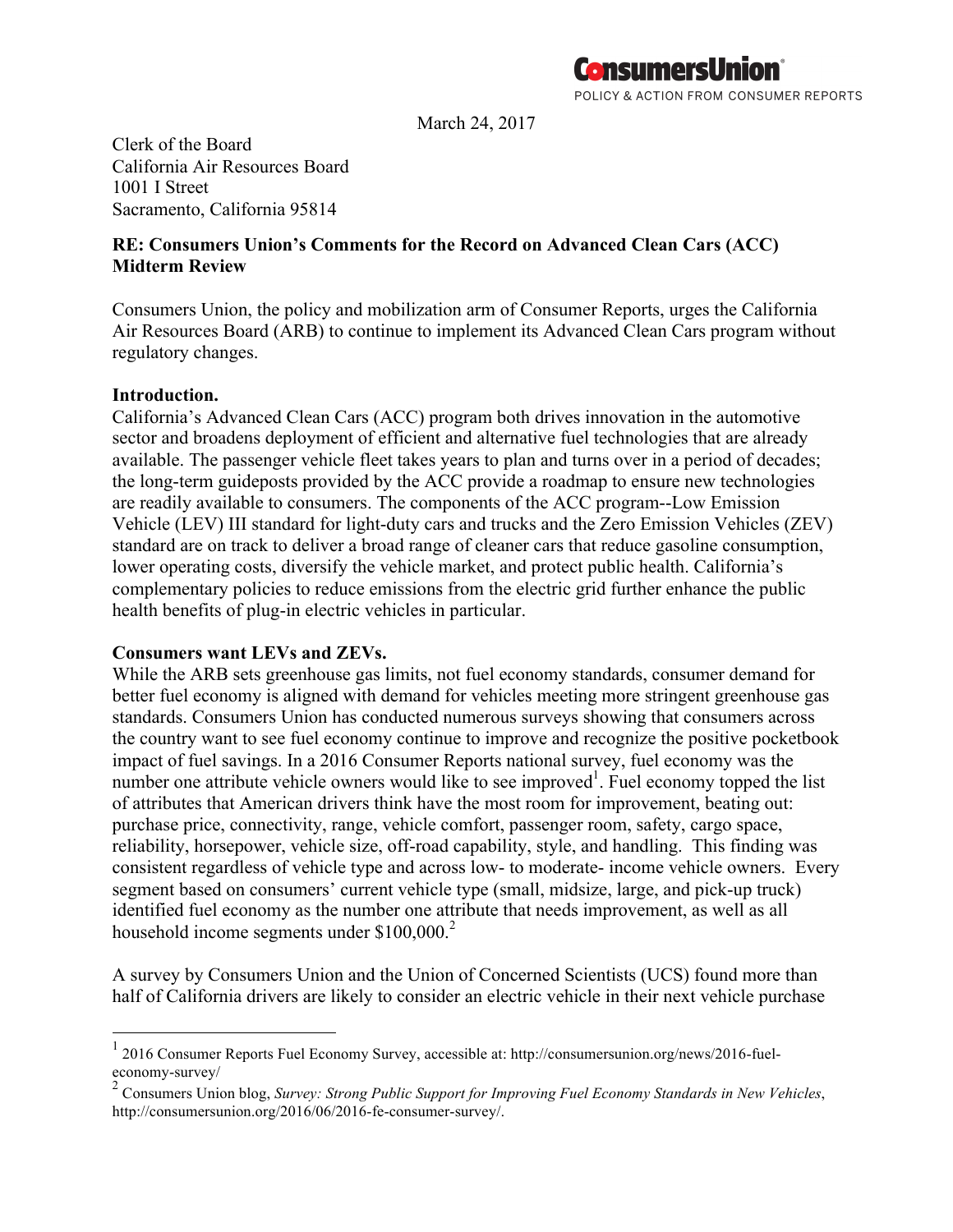**ConsumersUnion**
POLICY & ACTION FROM CONSUMER REPORTS

March 24, 2017

Clerk of the Board
California Air Resources Board
1001 I Street
Sacramento, California 95814

**RE: Consumers Union's Comments for the Record on Advanced Clean Cars (ACC) Midterm Review**

Consumers Union, the policy and mobilization arm of Consumer Reports, urges the California Air Resources Board (ARB) to continue to implement its Advanced Clean Cars program without regulatory changes.

**Introduction.**
California's Advanced Clean Cars (ACC) program both drives innovation in the automotive sector and broadens deployment of efficient and alternative fuel technologies that are already available. The passenger vehicle fleet takes years to plan and turns over in a period of decades; the long-term guideposts provided by the ACC provide a roadmap to ensure new technologies are readily available to consumers. The components of the ACC program--Low Emission Vehicle (LEV) III standard for light-duty cars and trucks and the Zero Emission Vehicles (ZEV) standard are on track to deliver a broad range of cleaner cars that reduce gasoline consumption, lower operating costs, diversify the vehicle market, and protect public health. California's complementary policies to reduce emissions from the electric grid further enhance the public health benefits of plug-in electric vehicles in particular.

**Consumers want LEVs and ZEVs.**
While the ARB sets greenhouse gas limits, not fuel economy standards, consumer demand for better fuel economy is aligned with demand for vehicles meeting more stringent greenhouse gas standards. Consumers Union has conducted numerous surveys showing that consumers across the country want to see fuel economy continue to improve and recognize the positive pocketbook impact of fuel savings. In a 2016 Consumer Reports national survey, fuel economy was the number one attribute vehicle owners would like to see improved[1]. Fuel economy topped the list of attributes that American drivers think have the most room for improvement, beating out: purchase price, connectivity, range, vehicle comfort, passenger room, safety, cargo space, reliability, horsepower, vehicle size, off-road capability, style, and handling. This finding was consistent regardless of vehicle type and across low- to moderate- income vehicle owners. Every segment based on consumers' current vehicle type (small, midsize, large, and pick-up truck) identified fuel economy as the number one attribute that needs improvement, as well as all household income segments under $100,000.[2]

A survey by Consumers Union and the Union of Concerned Scientists (UCS) found more than half of California drivers are likely to consider an electric vehicle in their next vehicle purchase

[1] 2016 Consumer Reports Fuel Economy Survey, accessible at: http://consumersunion.org/news/2016-fuel-economy-survey/

[2] Consumers Union blog, *Survey: Strong Public Support for Improving Fuel Economy Standards in New Vehicles*, http://consumersunion.org/2016/06/2016-fe-consumer-survey/.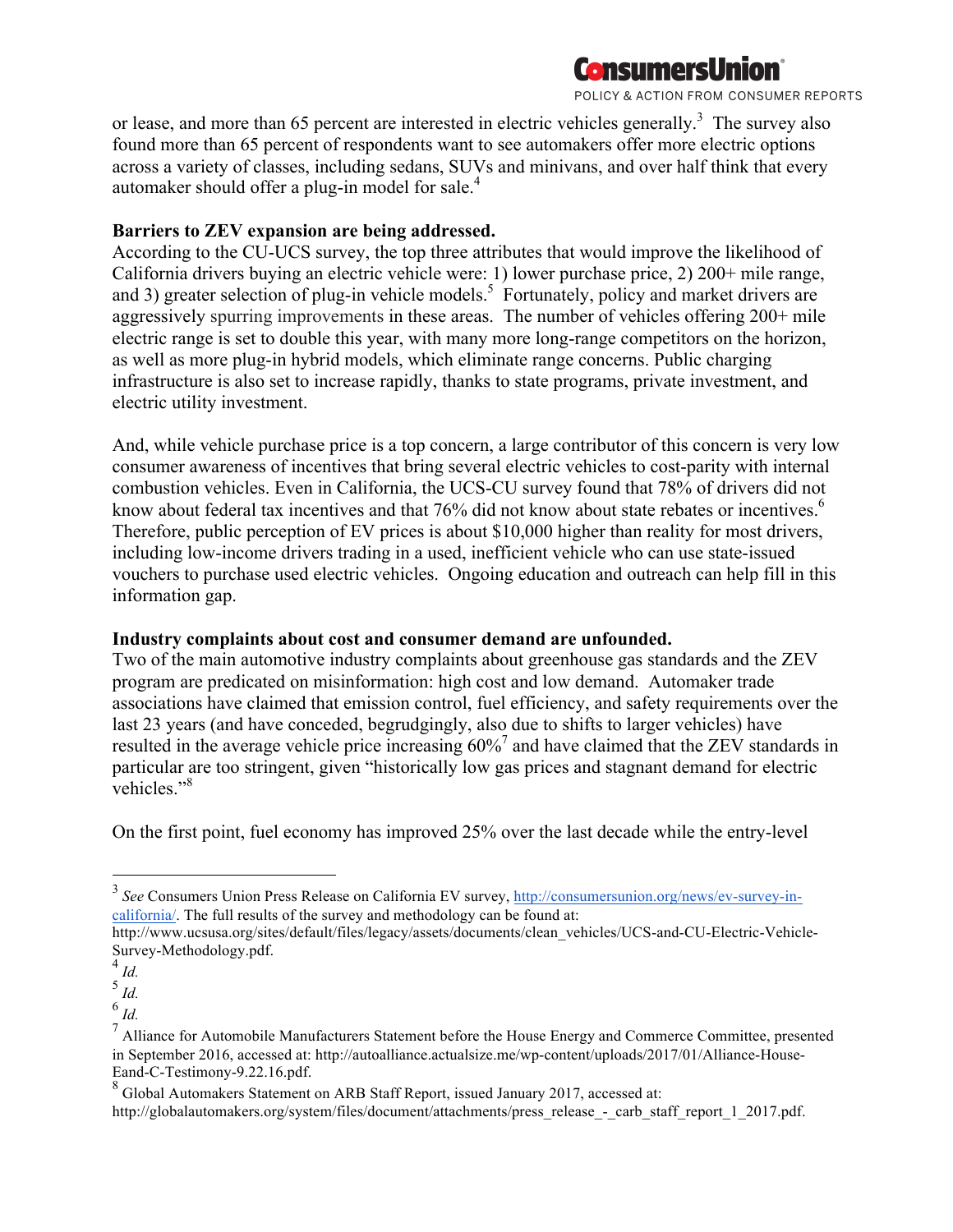or lease, and more than 65 percent are interested in electric vehicles generally.[3] The survey also found more than 65 percent of respondents want to see automakers offer more electric options across a variety of classes, including sedans, SUVs and minivans, and over half think that every automaker should offer a plug-in model for sale.[4]

**Barriers to ZEV expansion are being addressed.**

According to the CU-UCS survey, the top three attributes that would improve the likelihood of California drivers buying an electric vehicle were: 1) lower purchase price, 2) 200+ mile range, and 3) greater selection of plug-in vehicle models.[5] Fortunately, policy and market drivers are aggressively spurring improvements in these areas. The number of vehicles offering 200+ mile electric range is set to double this year, with many more long-range competitors on the horizon, as well as more plug-in hybrid models, which eliminate range concerns. Public charging infrastructure is also set to increase rapidly, thanks to state programs, private investment, and electric utility investment.

And, while vehicle purchase price is a top concern, a large contributor of this concern is very low consumer awareness of incentives that bring several electric vehicles to cost-parity with internal combustion vehicles. Even in California, the UCS-CU survey found that 78% of drivers did not know about federal tax incentives and that 76% did not know about state rebates or incentives.[6] Therefore, public perception of EV prices is about $10,000 higher than reality for most drivers, including low-income drivers trading in a used, inefficient vehicle who can use state-issued vouchers to purchase used electric vehicles. Ongoing education and outreach can help fill in this information gap.

**Industry complaints about cost and consumer demand are unfounded.**

Two of the main automotive industry complaints about greenhouse gas standards and the ZEV program are predicated on misinformation: high cost and low demand. Automaker trade associations have claimed that emission control, fuel efficiency, and safety requirements over the last 23 years (and have conceded, begrudgingly, also due to shifts to larger vehicles) have resulted in the average vehicle price increasing 60%[7] and have claimed that the ZEV standards in particular are too stringent, given "historically low gas prices and stagnant demand for electric vehicles."[8]

On the first point, fuel economy has improved 25% over the last decade while the entry-level

---

[3] *See* Consumers Union Press Release on California EV survey, http://consumersunion.org/news/ev-survey-in-california/. The full results of the survey and methodology can be found at: http://www.ucsusa.org/sites/default/files/legacy/assets/documents/clean_vehicles/UCS-and-CU-Electric-Vehicle-Survey-Methodology.pdf.

[4] *Id.*

[5] *Id.*

[6] *Id.*

[7] Alliance for Automobile Manufacturers Statement before the House Energy and Commerce Committee, presented in September 2016, accessed at: http://autoalliance.actualsize.me/wp-content/uploads/2017/01/Alliance-House-Eand-C-Testimony-9.22.16.pdf.

[8] Global Automakers Statement on ARB Staff Report, issued January 2017, accessed at: http://globalautomakers.org/system/files/document/attachments/press_release_-_carb_staff_report_1_2017.pdf.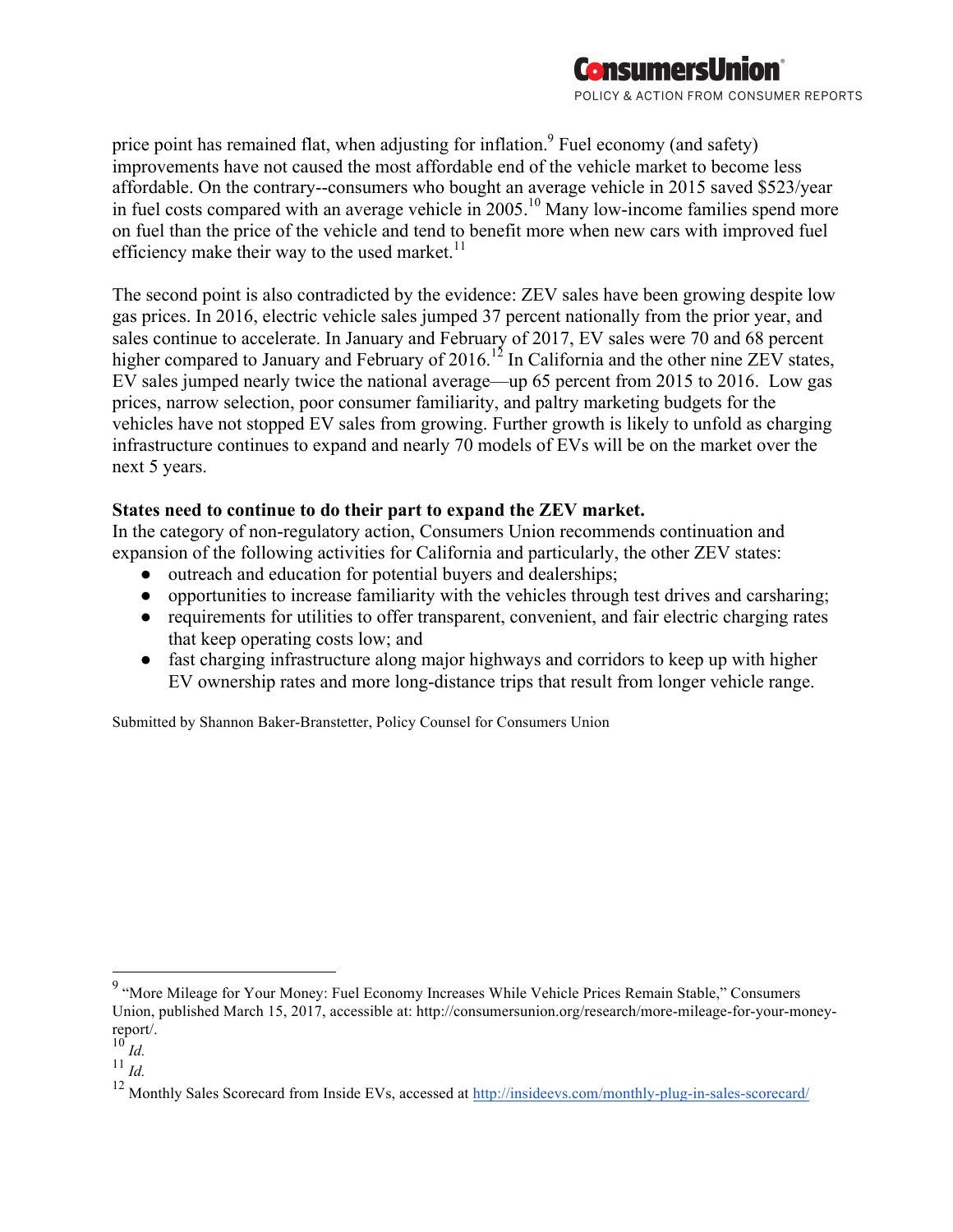price point has remained flat, when adjusting for inflation.[9] Fuel economy (and safety) improvements have not caused the most affordable end of the vehicle market to become less affordable. On the contrary--consumers who bought an average vehicle in 2015 saved $523/year in fuel costs compared with an average vehicle in 2005.[10] Many low-income families spend more on fuel than the price of the vehicle and tend to benefit more when new cars with improved fuel efficiency make their way to the used market.[11]

The second point is also contradicted by the evidence: ZEV sales have been growing despite low gas prices. In 2016, electric vehicle sales jumped 37 percent nationally from the prior year, and sales continue to accelerate. In January and February of 2017, EV sales were 70 and 68 percent higher compared to January and February of 2016.[12] In California and the other nine ZEV states, EV sales jumped nearly twice the national average—up 65 percent from 2015 to 2016. Low gas prices, narrow selection, poor consumer familiarity, and paltry marketing budgets for the vehicles have not stopped EV sales from growing. Further growth is likely to unfold as charging infrastructure continues to expand and nearly 70 models of EVs will be on the market over the next 5 years.

**States need to continue to do their part to expand the ZEV market.**

In the category of non-regulatory action, Consumers Union recommends continuation and expansion of the following activities for California and particularly, the other ZEV states:

- outreach and education for potential buyers and dealerships;
- opportunities to increase familiarity with the vehicles through test drives and carsharing;
- requirements for utilities to offer transparent, convenient, and fair electric charging rates that keep operating costs low; and
- fast charging infrastructure along major highways and corridors to keep up with higher EV ownership rates and more long-distance trips that result from longer vehicle range.

Submitted by Shannon Baker-Branstetter, Policy Counsel for Consumers Union

---

[9] "More Mileage for Your Money: Fuel Economy Increases While Vehicle Prices Remain Stable," Consumers Union, published March 15, 2017, accessible at: http://consumersunion.org/research/more-mileage-for-your-money-report/.

[10] *Id.*

[11] *Id.*

[12] Monthly Sales Scorecard from Inside EVs, accessed at http://insideevs.com/monthly-plug-in-sales-scorecard/